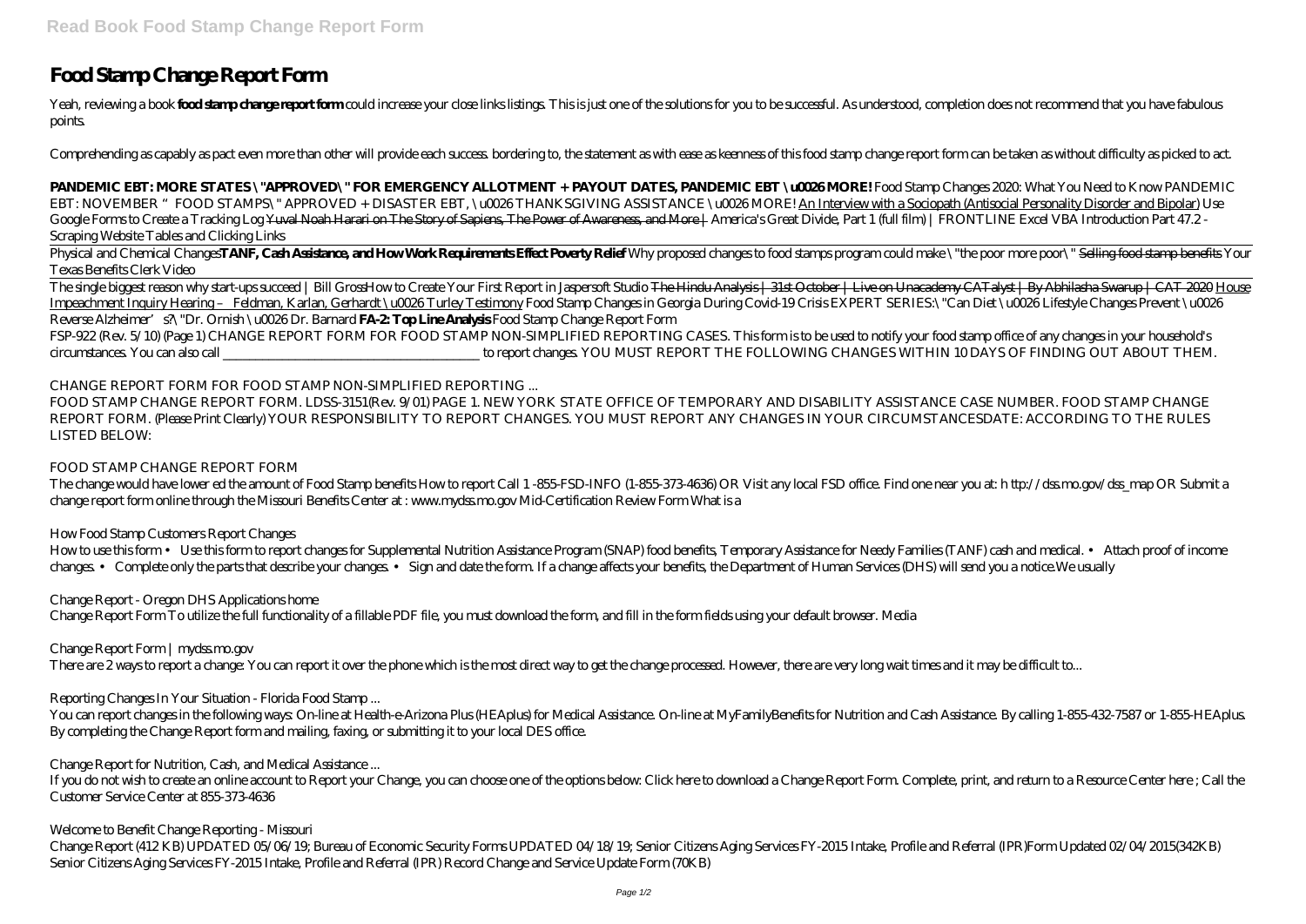# Food Stamp Change Report Form

Yeah, reviewing a book **food stamp change report form** could increase your close links listings. This is just one of the solutions for you to be successful. As understood, completion does not recommend that you have fabulous points.

Comprehending as capably as pact even more than other will provide each success. bordering to, the statement as with ease as keenness of this food stamp change report form can be taken as without difficulty as picked to act.

**PANDEMIC EBT: MORE STATES \"APPROVED\" FOR EMERGENCY ALLOTMENT + PAYOUT DATES, PANDEMIC EBT \u0026 MORE!** *Food Stamp Changes 2020: What You Need to Know PANDEMIC EBT: NOVEMBER "FOOD STAMPS\" APPROVED + DISASTER EBT, \u0026 THANKSGIVING ASSISTANCE \u0026 MORE!* An Interview with a Sociopath (Antisocial Personality Disorder and Bipolar) *Use Google Forms to Create a Tracking Log* ~~Yuval Noah Harari on The Story of Sapiens, The Power of Awareness, and More |~~ *America's Great Divide, Part 1 (full film) | FRONTLINE Excel VBA Introduction Part 47.2 - Scraping Website Tables and Clicking Links*

Physical and Chemical Changes**TANF, Cash Assistance, and How Work Requirements Effect Poverty Relief** *Why proposed changes to food stamps program could make \"the poor more poor\"* ~~Selling food stamp benefits~~ *Your Texas Benefits Clerk Video*

The single biggest reason why start-ups succeed | Bill Gross*How to Create Your First Report in Jaspersoft Studio* ~~The Hindu Analysis | 31st October | Live on Unacademy CATalyst | By Abhilasha Swarup | CAT 2020~~ House Impeachment Inquiry Hearing – Feldman, Karlan, Gerhardt \u0026 Turley Testimony *Food Stamp Changes in Georgia During Covid-19 Crisis EXPERT SERIES:\"Can Diet \u0026 Lifestyle Changes Prevent \u0026 Reverse Alzheimer's?\"Dr. Ornish \u0026 Dr. Barnard* **FA-2: Top Line Analysis** *Food Stamp Change Report Form*

FSP-922 (Rev. 5/10) (Page 1) CHANGE REPORT FORM FOR FOOD STAMP NON-SIMPLIFIED REPORTING CASES. This form is to be used to notify your food stamp office of any changes in your household's circumstances. You can also call ______________________________________ to report changes. YOU MUST REPORT THE FOLLOWING CHANGES WITHIN 10 DAYS OF FINDING OUT ABOUT THEM.

*CHANGE REPORT FORM FOR FOOD STAMP NON-SIMPLIFIED REPORTING ...*

FOOD STAMP CHANGE REPORT FORM. LDSS-3151(Rev. 9/01) PAGE 1. NEW YORK STATE OFFICE OF TEMPORARY AND DISABILITY ASSISTANCE CASE NUMBER. FOOD STAMP CHANGE REPORT FORM. (Please Print Clearly) YOUR RESPONSIBILITY TO REPORT CHANGES. YOU MUST REPORT ANY CHANGES IN YOUR CIRCUMSTANCESDATE: ACCORDING TO THE RULES LISTED BELOW:

*FOOD STAMP CHANGE REPORT FORM*

The change would have lower ed the amount of Food Stamp benefits How to report Call 1 -855-FSD-INFO (1-855-373-4636) OR Visit any local FSD office. Find one near you at: h ttp://dss.mo.gov/dss_map OR Submit a change report form online through the Missouri Benefits Center at : www.mydss.mo.gov Mid-Certification Review Form What is a

*How Food Stamp Customers Report Changes*

How to use this form • Use this form to report changes for Supplemental Nutrition Assistance Program (SNAP) food benefits, Temporary Assistance for Needy Families (TANF) cash and medical. • Attach proof of income changes. • Complete only the parts that describe your changes. • Sign and date the form. If a change affects your benefits, the Department of Human Services (DHS) will send you a notice.We usually

*Change Report - Oregon DHS Applications home*

Change Report Form To utilize the full functionality of a fillable PDF file, you must download the form, and fill in the form fields using your default browser. Media

*Change Report Form | mydss.mo.gov*

There are 2 ways to report a change: You can report it over the phone which is the most direct way to get the change processed. However, there are very long wait times and it may be difficult to...

*Reporting Changes In Your Situation - Florida Food Stamp ...*

You can report changes in the following ways: On-line at Health-e-Arizona Plus (HEAplus) for Medical Assistance. On-line at MyFamilyBenefits for Nutrition and Cash Assistance. By calling 1-855-432-7587 or 1-855-HEAplus. By completing the Change Report form and mailing, faxing, or submitting it to your local DES office.

*Change Report for Nutrition, Cash, and Medical Assistance ...*

If you do not wish to create an online account to Report your Change, you can choose one of the options below: Click here to download a Change Report Form. Complete, print, and return to a Resource Center here ; Call the Customer Service Center at 855-373-4636

*Welcome to Benefit Change Reporting - Missouri*

Change Report (412 KB) UPDATED 05/06/19; Bureau of Economic Security Forms UPDATED 04/18/19; Senior Citizens Aging Services FY-2015 Intake, Profile and Referral (IPR)Form Updated 02/04/2015(342KB) Senior Citizens Aging Services FY-2015 Intake, Profile and Referral (IPR) Record Change and Service Update Form (70KB)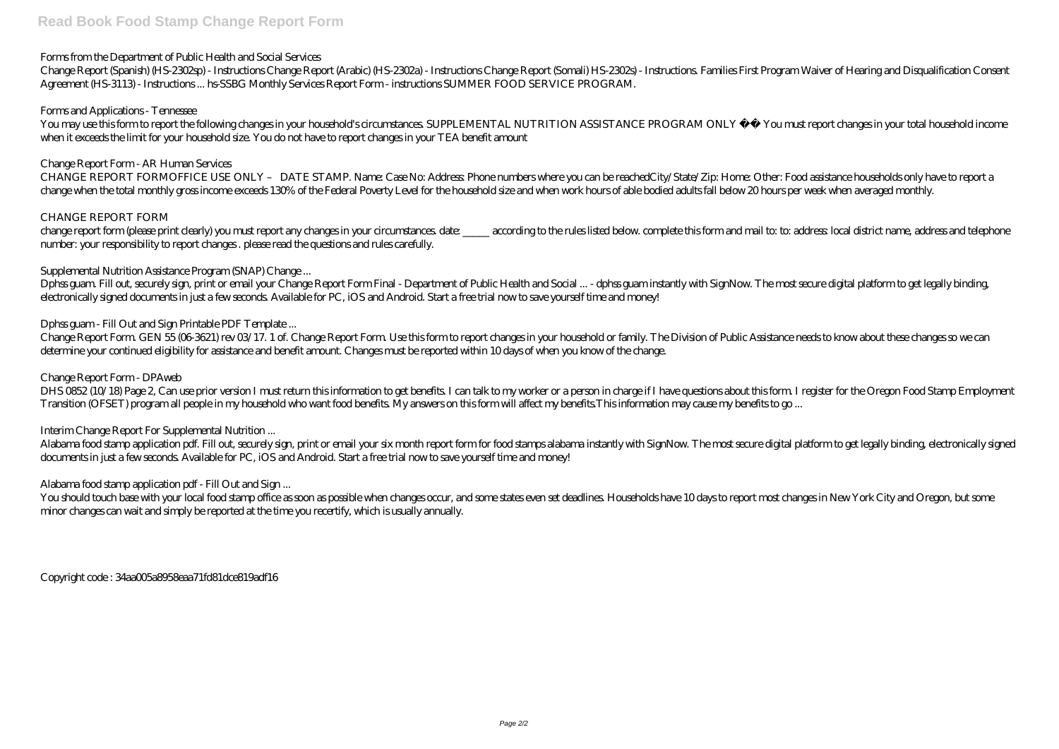## Forms from the Department of Public Health and Social Services

Change Report (Spanish) (HS-2302sp) - Instructions Change Report (Arabic) (HS-2302a) - Instructions Change Report (Somali) HS-2302s) - Instructions. Families First Program Waiver of Hearing and Disqualification Consent Agreement (HS-3113) - Instructions ... hs-SSBG Monthly Services Report Form - instructions SUMMER FOOD SERVICE PROGRAM.

## Forms and Applications - Tennessee

You may use this form to report the following changes in your household's circumstances. SUPPLEMENTAL NUTRITION ASSISTANCE PROGRAM ONLY You must report changes in your total household income when it exceeds the limit for your household size. You do not have to report changes in your TEA benefit amount

## Change Report Form - AR Human Services

CHANGE REPORT FORMOFFICE USE ONLY – DATE STAMP. Name: Case No: Address: Phone numbers where you can be reachedCity/State/Zip: Home: Other: Food assistance households only have to report a change when the total monthly gross income exceeds 130% of the Federal Poverty Level for the household size and when work hours of able bodied adults fall below 20 hours per week when averaged monthly.

## CHANGE REPORT FORM

change report form (please print clearly) you must report any changes in your circumstances. date: _____ according to the rules listed below. complete this form and mail to: to: address: local district name, address and telephone number: your responsibility to report changes . please read the questions and rules carefully.

## Supplemental Nutrition Assistance Program (SNAP) Change ...

Dphss guam. Fill out, securely sign, print or email your Change Report Form Final - Department of Public Health and Social ... - dphss guam instantly with SignNow. The most secure digital platform to get legally binding, electronically signed documents in just a few seconds. Available for PC, iOS and Android. Start a free trial now to save yourself time and money!

## Dphss guam - Fill Out and Sign Printable PDF Template ...

Change Report Form. GEN 55 (06-3621) rev 03/17. 1 of. Change Report Form. Use this form to report changes in your household or family. The Division of Public Assistance needs to know about these changes so we can determine your continued eligibility for assistance and benefit amount. Changes must be reported within 10 days of when you know of the change.

## Change Report Form - DPAweb

DHS 0852 (10/18) Page 2, Can use prior version I must return this information to get benefits. I can talk to my worker or a person in charge if I have questions about this form. I register for the Oregon Food Stamp Employment Transition (OFSET) program all people in my household who want food benefits. My answers on this form will affect my benefits.This information may cause my benefits to go ...

## Interim Change Report For Supplemental Nutrition ...

Alabama food stamp application pdf. Fill out, securely sign, print or email your six month report form for food stamps alabama instantly with SignNow. The most secure digital platform to get legally binding, electronically signed documents in just a few seconds. Available for PC, iOS and Android. Start a free trial now to save yourself time and money!

## Alabama food stamp application pdf - Fill Out and Sign ...

You should touch base with your local food stamp office as soon as possible when changes occur, and some states even set deadlines. Households have 10 days to report most changes in New York City and Oregon, but some minor changes can wait and simply be reported at the time you recertify, which is usually annually.

Copyright code : 34aa005a8958eaa71fd81dce819adf16